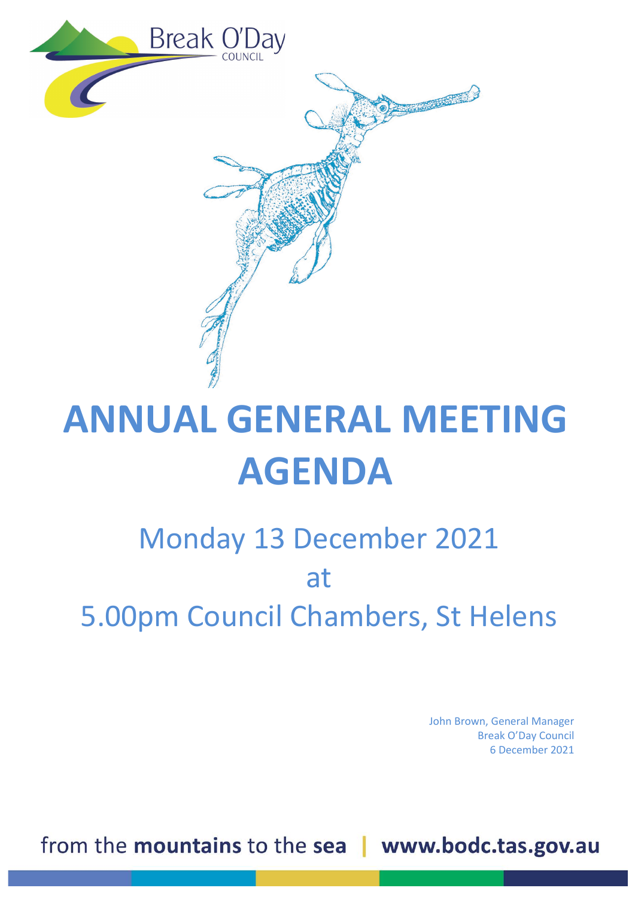Break O'Day
COUNCIL

# ANNUAL GENERAL MEETING AGENDA

## Monday 13 December 2021 at 5.00pm Council Chambers, St Helens

John Brown, General Manager
Break O'Day Council
6 December 2021

from the **mountains** to the **sea** | **www.bodc.tas.gov.au**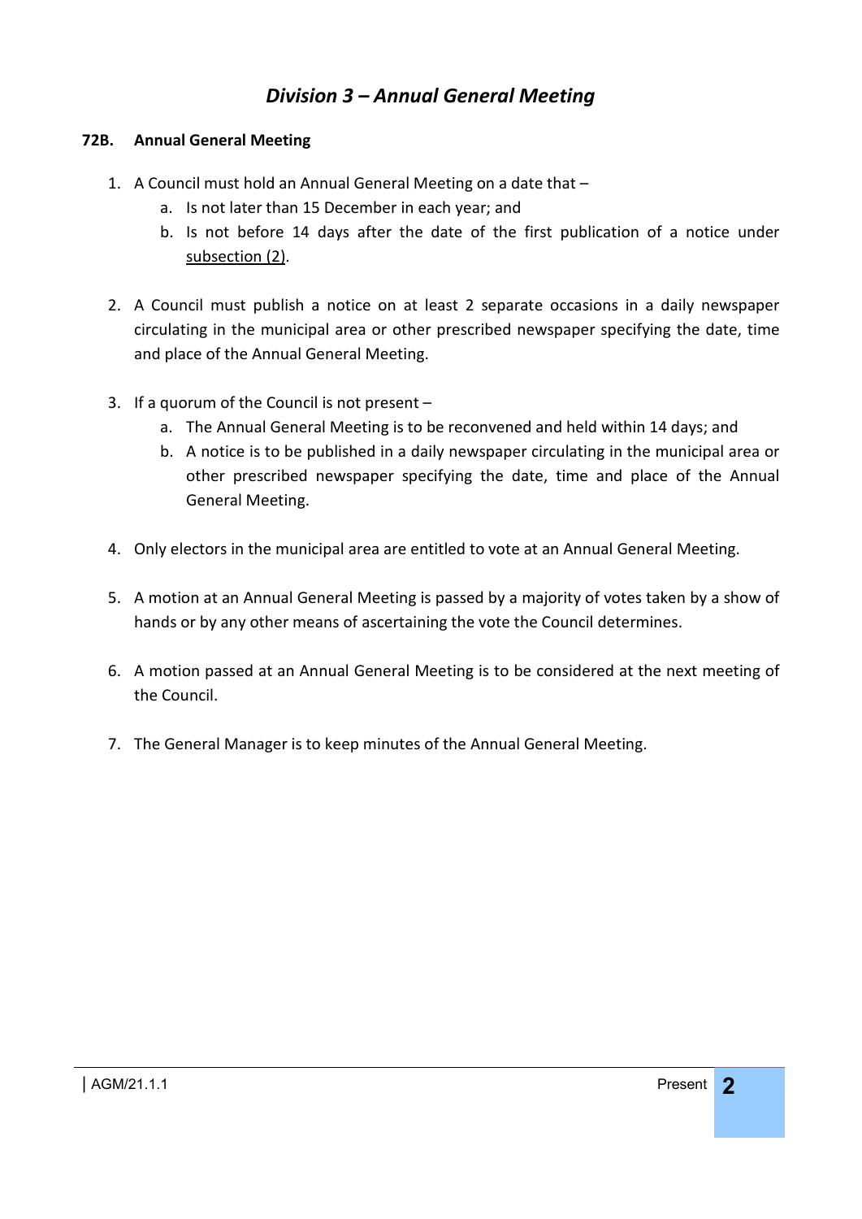## *Division 3 – Annual General Meeting*

### 72B. Annual General Meeting

1. A Council must hold an Annual General Meeting on a date that –
   a. Is not later than 15 December in each year; and
   b. Is not before 14 days after the date of the first publication of a notice under subsection (2).

2. A Council must publish a notice on at least 2 separate occasions in a daily newspaper circulating in the municipal area or other prescribed newspaper specifying the date, time and place of the Annual General Meeting.

3. If a quorum of the Council is not present –
   a. The Annual General Meeting is to be reconvened and held within 14 days; and
   b. A notice is to be published in a daily newspaper circulating in the municipal area or other prescribed newspaper specifying the date, time and place of the Annual General Meeting.

4. Only electors in the municipal area are entitled to vote at an Annual General Meeting.

5. A motion at an Annual General Meeting is passed by a majority of votes taken by a show of hands or by any other means of ascertaining the vote the Council determines.

6. A motion passed at an Annual General Meeting is to be considered at the next meeting of the Council.

7. The General Manager is to keep minutes of the Annual General Meeting.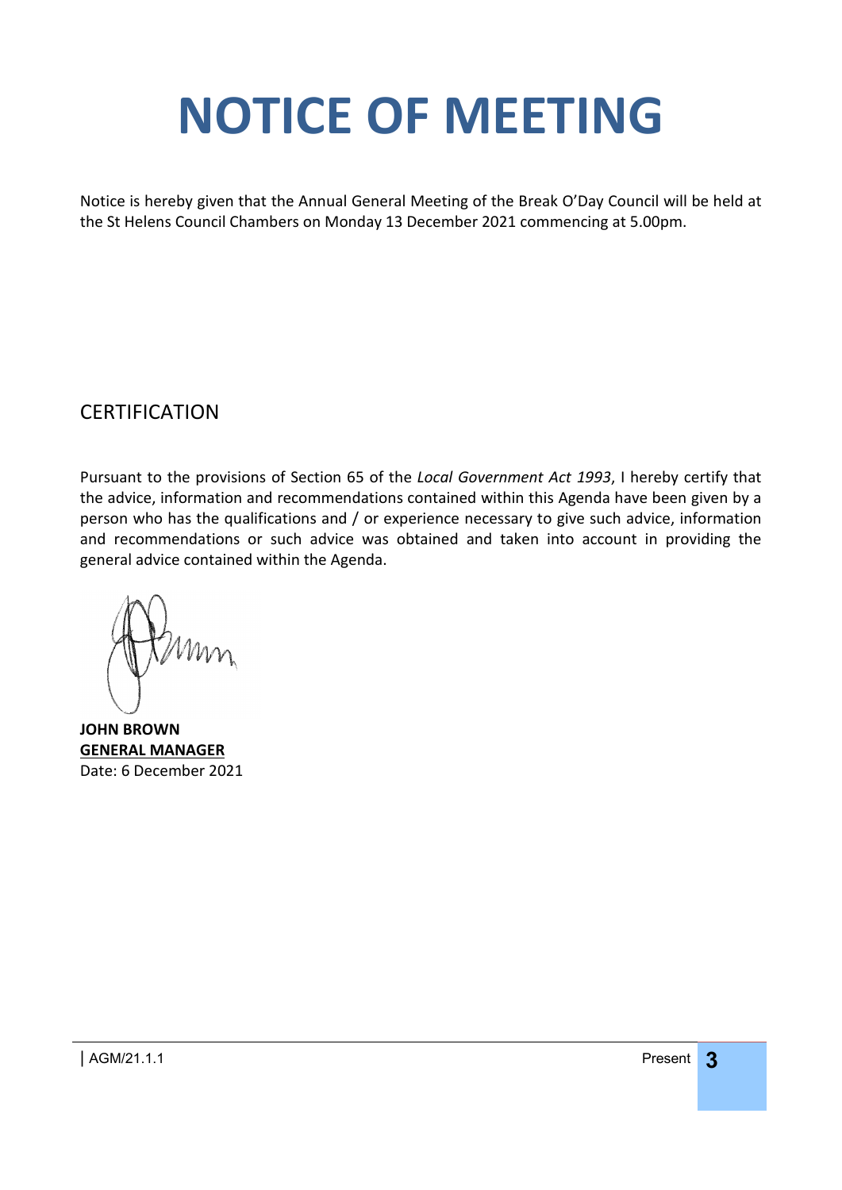# NOTICE OF MEETING

Notice is hereby given that the Annual General Meeting of the Break O'Day Council will be held at the St Helens Council Chambers on Monday 13 December 2021 commencing at 5.00pm.

## CERTIFICATION

Pursuant to the provisions of Section 65 of the *Local Government Act 1993*, I hereby certify that the advice, information and recommendations contained within this Agenda have been given by a person who has the qualifications and / or experience necessary to give such advice, information and recommendations or such advice was obtained and taken into account in providing the general advice contained within the Agenda.

**JOHN BROWN**
**GENERAL MANAGER**
Date: 6 December 2021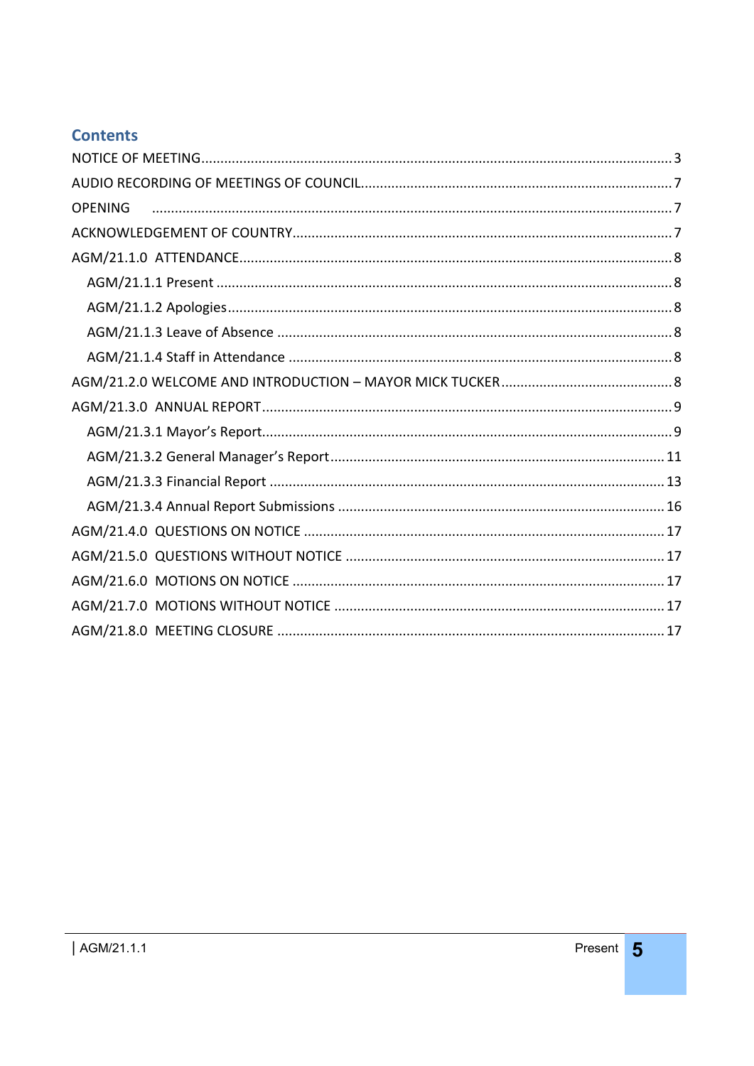## Contents

| | |
|---|---|
| NOTICE OF MEETING | 3 |
| AUDIO RECORDING OF MEETINGS OF COUNCIL | 7 |
| OPENING | 7 |
| ACKNOWLEDGEMENT OF COUNTRY | 7 |
| AGM/21.1.0 ATTENDANCE | 8 |
| AGM/21.1.1 Present | 8 |
| AGM/21.1.2 Apologies | 8 |
| AGM/21.1.3 Leave of Absence | 8 |
| AGM/21.1.4 Staff in Attendance | 8 |
| AGM/21.2.0 WELCOME AND INTRODUCTION – MAYOR MICK TUCKER | 8 |
| AGM/21.3.0 ANNUAL REPORT | 9 |
| AGM/21.3.1 Mayor's Report | 9 |
| AGM/21.3.2 General Manager's Report | 11 |
| AGM/21.3.3 Financial Report | 13 |
| AGM/21.3.4 Annual Report Submissions | 16 |
| AGM/21.4.0 QUESTIONS ON NOTICE | 17 |
| AGM/21.5.0 QUESTIONS WITHOUT NOTICE | 17 |
| AGM/21.6.0 MOTIONS ON NOTICE | 17 |
| AGM/21.7.0 MOTIONS WITHOUT NOTICE | 17 |
| AGM/21.8.0 MEETING CLOSURE | 17 |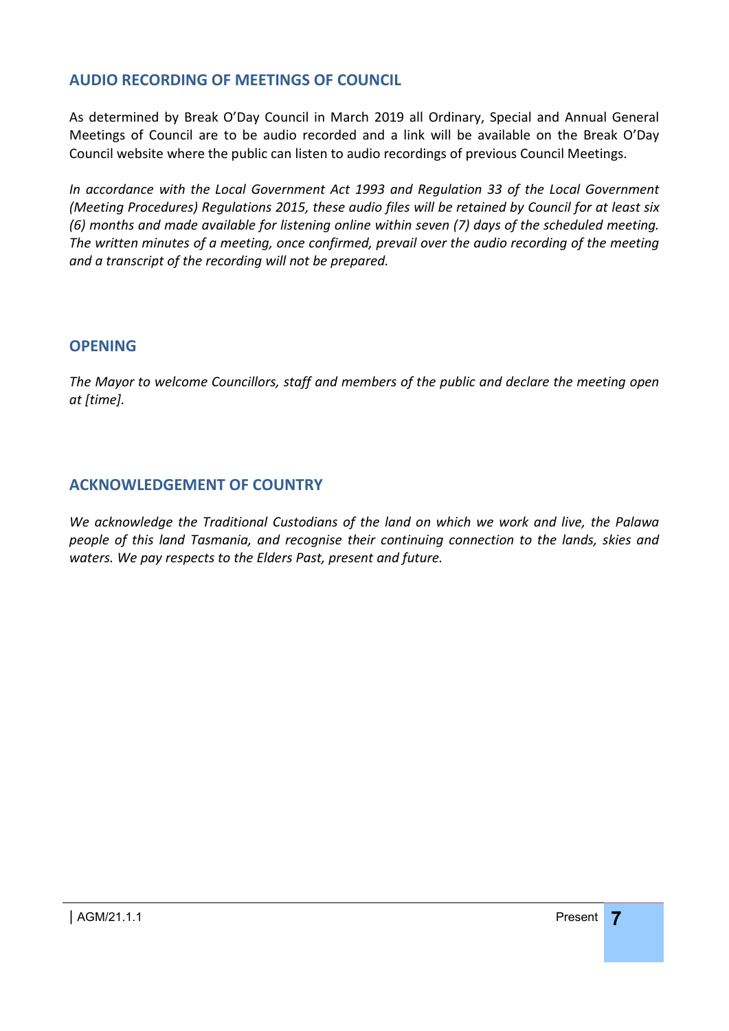## AUDIO RECORDING OF MEETINGS OF COUNCIL

As determined by Break O'Day Council in March 2019 all Ordinary, Special and Annual General Meetings of Council are to be audio recorded and a link will be available on the Break O'Day Council website where the public can listen to audio recordings of previous Council Meetings.

*In accordance with the Local Government Act 1993 and Regulation 33 of the Local Government (Meeting Procedures) Regulations 2015, these audio files will be retained by Council for at least six (6) months and made available for listening online within seven (7) days of the scheduled meeting. The written minutes of a meeting, once confirmed, prevail over the audio recording of the meeting and a transcript of the recording will not be prepared.*

## OPENING

*The Mayor to welcome Councillors, staff and members of the public and declare the meeting open at [time].*

## ACKNOWLEDGEMENT OF COUNTRY

*We acknowledge the Traditional Custodians of the land on which we work and live, the Palawa people of this land Tasmania, and recognise their continuing connection to the lands, skies and waters. We pay respects to the Elders Past, present and future.*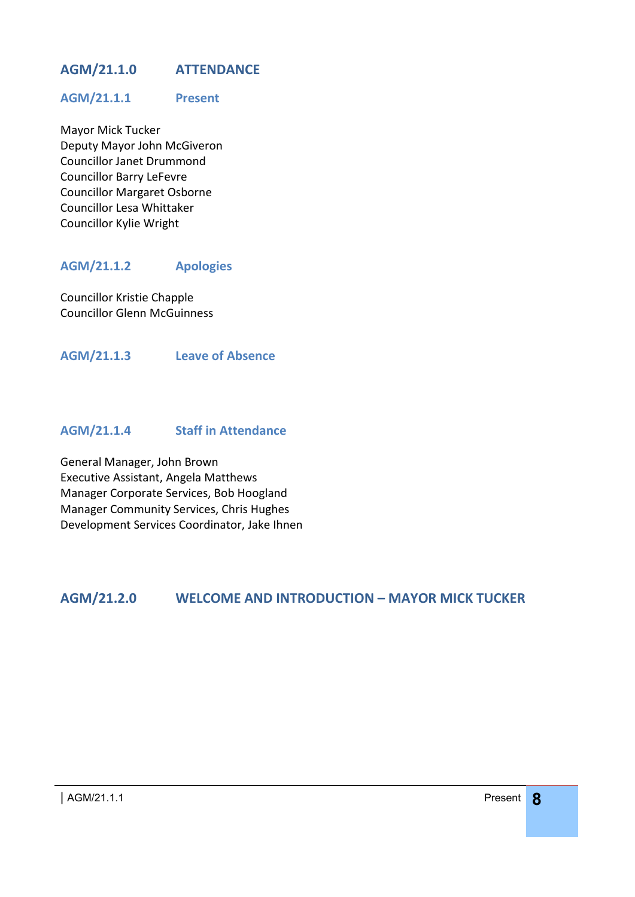## AGM/21.1.0 ATTENDANCE

### AGM/21.1.1 Present

Mayor Mick Tucker
Deputy Mayor John McGiveron
Councillor Janet Drummond
Councillor Barry LeFevre
Councillor Margaret Osborne
Councillor Lesa Whittaker
Councillor Kylie Wright

### AGM/21.1.2 Apologies

Councillor Kristie Chapple
Councillor Glenn McGuinness

### AGM/21.1.3 Leave of Absence

### AGM/21.1.4 Staff in Attendance

General Manager, John Brown
Executive Assistant, Angela Matthews
Manager Corporate Services, Bob Hoogland
Manager Community Services, Chris Hughes
Development Services Coordinator, Jake Ihnen

## AGM/21.2.0 WELCOME AND INTRODUCTION – MAYOR MICK TUCKER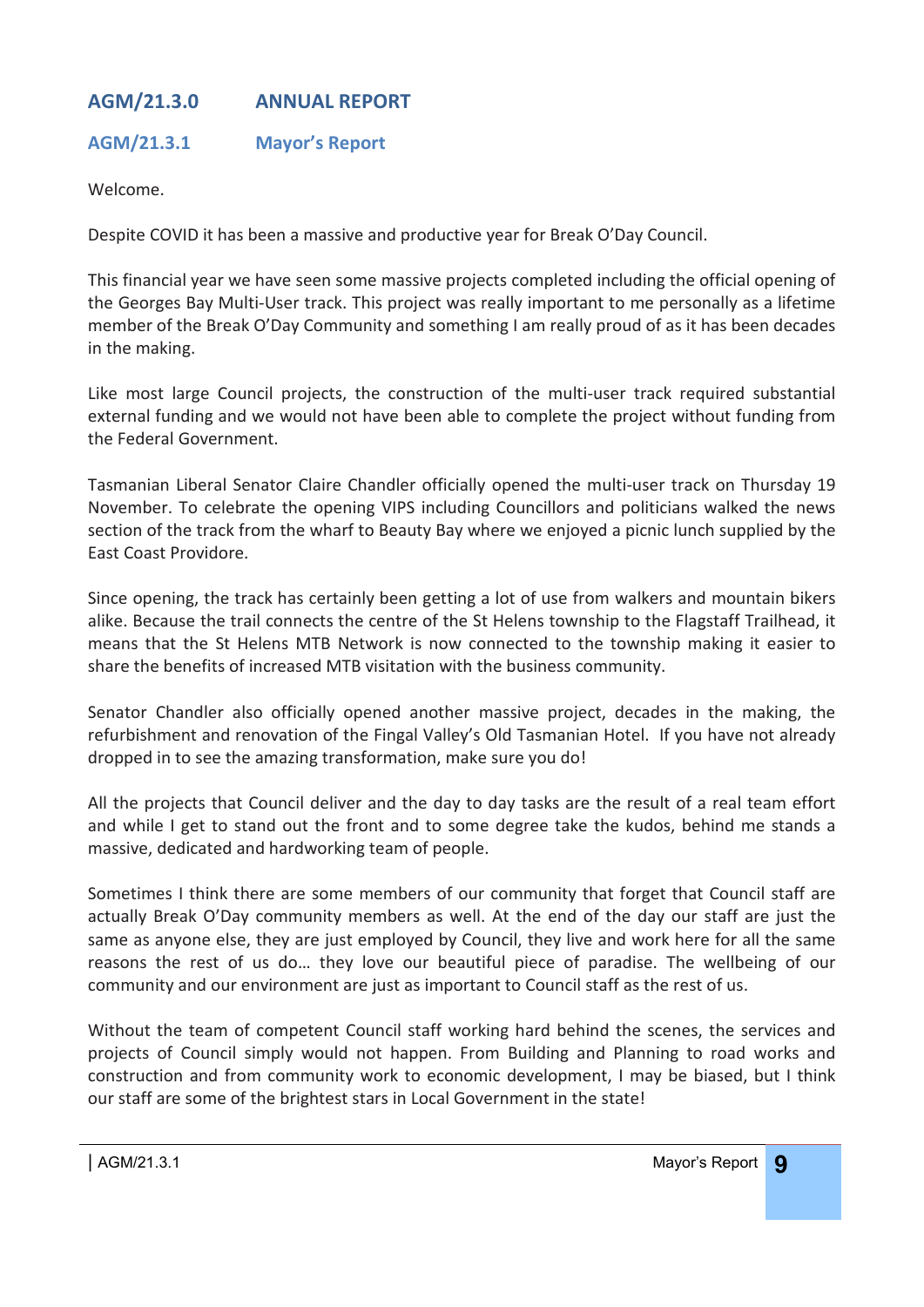## AGM/21.3.0 ANNUAL REPORT

### AGM/21.3.1 Mayor's Report

Welcome.

Despite COVID it has been a massive and productive year for Break O'Day Council.

This financial year we have seen some massive projects completed including the official opening of the Georges Bay Multi-User track. This project was really important to me personally as a lifetime member of the Break O'Day Community and something I am really proud of as it has been decades in the making.

Like most large Council projects, the construction of the multi-user track required substantial external funding and we would not have been able to complete the project without funding from the Federal Government.

Tasmanian Liberal Senator Claire Chandler officially opened the multi-user track on Thursday 19 November. To celebrate the opening VIPS including Councillors and politicians walked the news section of the track from the wharf to Beauty Bay where we enjoyed a picnic lunch supplied by the East Coast Providore.

Since opening, the track has certainly been getting a lot of use from walkers and mountain bikers alike. Because the trail connects the centre of the St Helens township to the Flagstaff Trailhead, it means that the St Helens MTB Network is now connected to the township making it easier to share the benefits of increased MTB visitation with the business community.

Senator Chandler also officially opened another massive project, decades in the making, the refurbishment and renovation of the Fingal Valley's Old Tasmanian Hotel. If you have not already dropped in to see the amazing transformation, make sure you do!

All the projects that Council deliver and the day to day tasks are the result of a real team effort and while I get to stand out the front and to some degree take the kudos, behind me stands a massive, dedicated and hardworking team of people.

Sometimes I think there are some members of our community that forget that Council staff are actually Break O'Day community members as well. At the end of the day our staff are just the same as anyone else, they are just employed by Council, they live and work here for all the same reasons the rest of us do… they love our beautiful piece of paradise. The wellbeing of our community and our environment are just as important to Council staff as the rest of us.

Without the team of competent Council staff working hard behind the scenes, the services and projects of Council simply would not happen. From Building and Planning to road works and construction and from community work to economic development, I may be biased, but I think our staff are some of the brightest stars in Local Government in the state!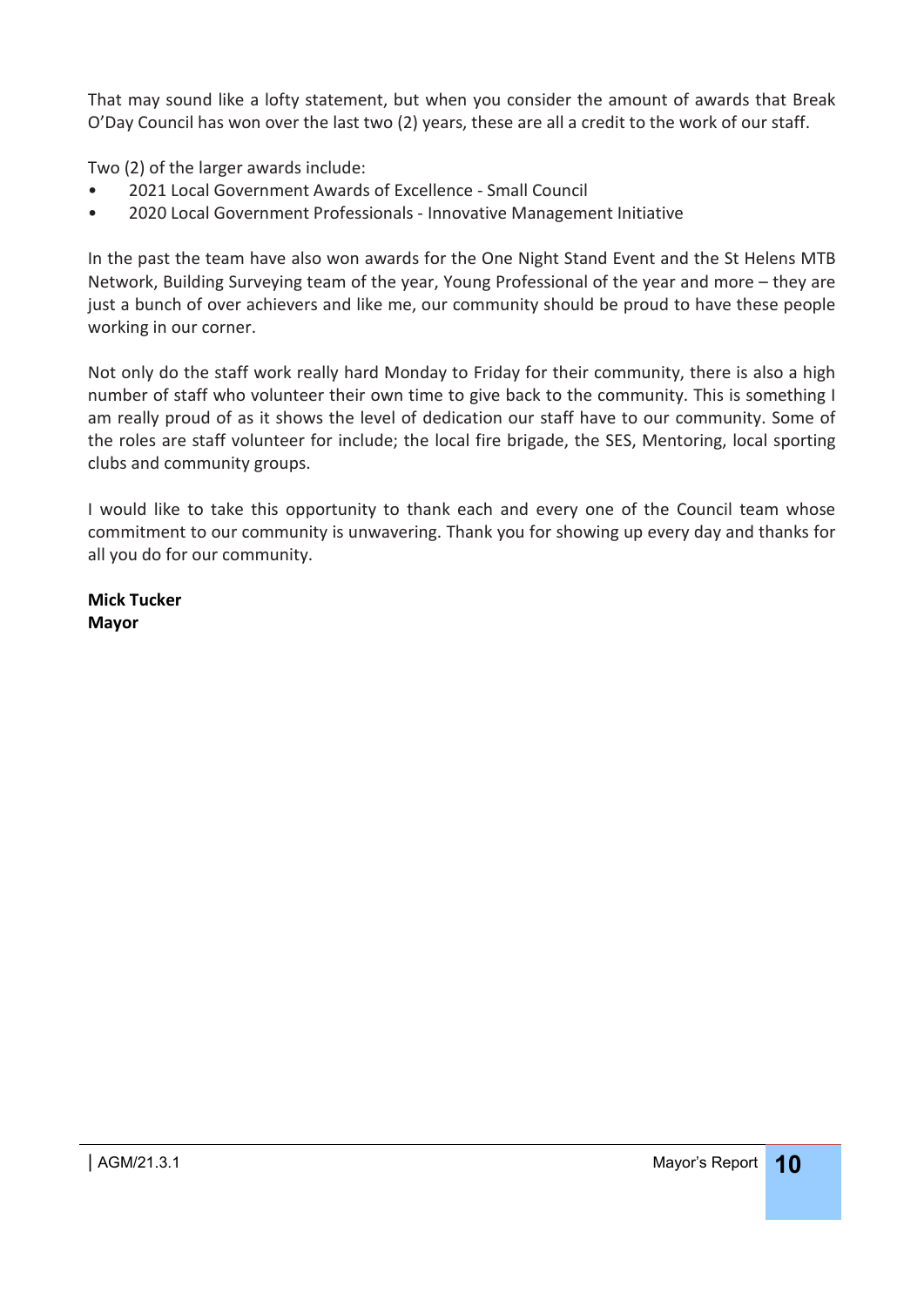That may sound like a lofty statement, but when you consider the amount of awards that Break O'Day Council has won over the last two (2) years, these are all a credit to the work of our staff.

Two (2) of the larger awards include:

- 2021 Local Government Awards of Excellence - Small Council
- 2020 Local Government Professionals - Innovative Management Initiative

In the past the team have also won awards for the One Night Stand Event and the St Helens MTB Network, Building Surveying team of the year, Young Professional of the year and more – they are just a bunch of over achievers and like me, our community should be proud to have these people working in our corner.

Not only do the staff work really hard Monday to Friday for their community, there is also a high number of staff who volunteer their own time to give back to the community. This is something I am really proud of as it shows the level of dedication our staff have to our community. Some of the roles are staff volunteer for include; the local fire brigade, the SES, Mentoring, local sporting clubs and community groups.

I would like to take this opportunity to thank each and every one of the Council team whose commitment to our community is unwavering. Thank you for showing up every day and thanks for all you do for our community.

**Mick Tucker**
**Mayor**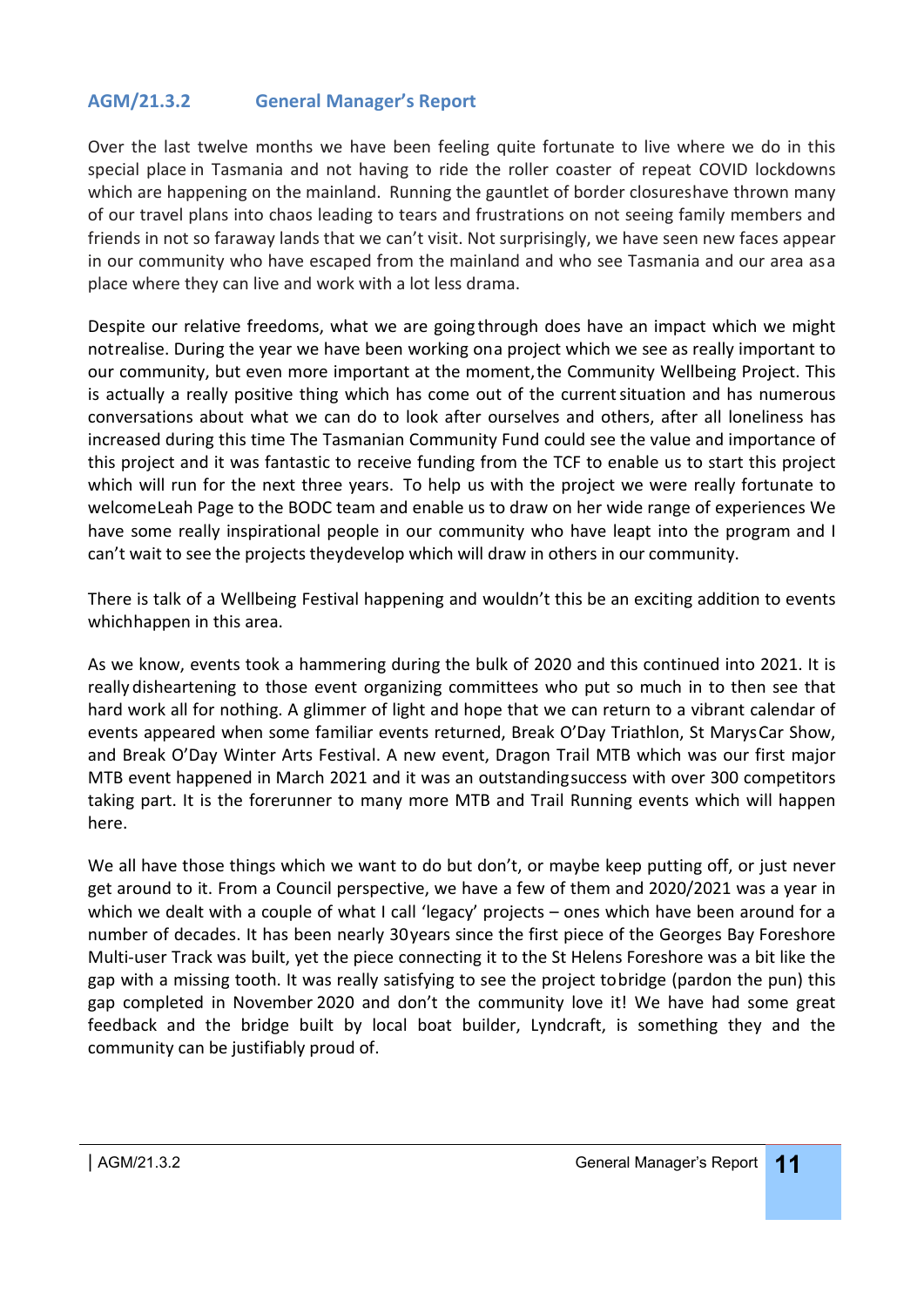## AGM/21.3.2 General Manager's Report

Over the last twelve months we have been feeling quite fortunate to live where we do in this special place in Tasmania and not having to ride the roller coaster of repeat COVID lockdowns which are happening on the mainland. Running the gauntlet of border closureshave thrown many of our travel plans into chaos leading to tears and frustrations on not seeing family members and friends in not so faraway lands that we can't visit. Not surprisingly, we have seen new faces appear in our community who have escaped from the mainland and who see Tasmania and our area asa place where they can live and work with a lot less drama.

Despite our relative freedoms, what we are goingthrough does have an impact which we might notrealise. During the year we have been working ona project which we see as really important to our community, but even more important at the moment,the Community Wellbeing Project. This is actually a really positive thing which has come out of the current situation and has numerous conversations about what we can do to look after ourselves and others, after all loneliness has increased during this time The Tasmanian Community Fund could see the value and importance of this project and it was fantastic to receive funding from the TCF to enable us to start this project which will run for the next three years. To help us with the project we were really fortunate to welcomeLeah Page to the BODC team and enable us to draw on her wide range of experiences We have some really inspirational people in our community who have leapt into the program and I can't wait to see the projects theydevelop which will draw in others in our community.

There is talk of a Wellbeing Festival happening and wouldn't this be an exciting addition to events whichhappen in this area.

As we know, events took a hammering during the bulk of 2020 and this continued into 2021. It is really disheartening to those event organizing committees who put so much in to then see that hard work all for nothing. A glimmer of light and hope that we can return to a vibrant calendar of events appeared when some familiar events returned, Break O'Day Triathlon, St MarysCar Show, and Break O'Day Winter Arts Festival. A new event, Dragon Trail MTB which was our first major MTB event happened in March 2021 and it was an outstandingsuccess with over 300 competitors taking part. It is the forerunner to many more MTB and Trail Running events which will happen here.

We all have those things which we want to do but don't, or maybe keep putting off, or just never get around to it. From a Council perspective, we have a few of them and 2020/2021 was a year in which we dealt with a couple of what I call 'legacy' projects – ones which have been around for a number of decades. It has been nearly 30years since the first piece of the Georges Bay Foreshore Multi-user Track was built, yet the piece connecting it to the St Helens Foreshore was a bit like the gap with a missing tooth. It was really satisfying to see the project tobridge (pardon the pun) this gap completed in November 2020 and don't the community love it! We have had some great feedback and the bridge built by local boat builder, Lyndcraft, is something they and the community can be justifiably proud of.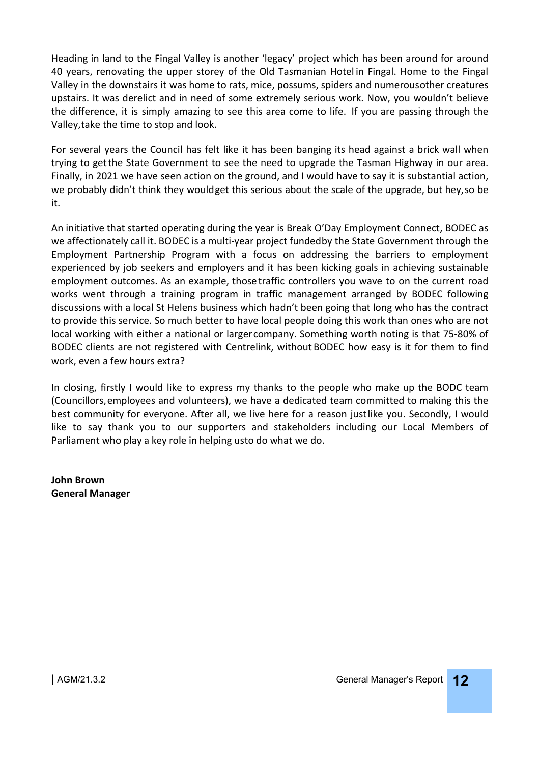Heading in land to the Fingal Valley is another 'legacy' project which has been around for around 40 years, renovating the upper storey of the Old Tasmanian Hotel in Fingal. Home to the Fingal Valley in the downstairs it was home to rats, mice, possums, spiders and numerous other creatures upstairs. It was derelict and in need of some extremely serious work. Now, you wouldn't believe the difference, it is simply amazing to see this area come to life. If you are passing through the Valley, take the time to stop and look.

For several years the Council has felt like it has been banging its head against a brick wall when trying to get the State Government to see the need to upgrade the Tasman Highway in our area. Finally, in 2021 we have seen action on the ground, and I would have to say it is substantial action, we probably didn't think they would get this serious about the scale of the upgrade, but hey, so be it.

An initiative that started operating during the year is Break O'Day Employment Connect, BODEC as we affectionately call it. BODEC is a multi-year project funded by the State Government through the Employment Partnership Program with a focus on addressing the barriers to employment experienced by job seekers and employers and it has been kicking goals in achieving sustainable employment outcomes. As an example, those traffic controllers you wave to on the current road works went through a training program in traffic management arranged by BODEC following discussions with a local St Helens business which hadn't been going that long who has the contract to provide this service. So much better to have local people doing this work than ones who are not local working with either a national or larger company. Something worth noting is that 75-80% of BODEC clients are not registered with Centrelink, without BODEC how easy is it for them to find work, even a few hours extra?

In closing, firstly I would like to express my thanks to the people who make up the BODC team (Councillors, employees and volunteers), we have a dedicated team committed to making this the best community for everyone. After all, we live here for a reason just like you. Secondly, I would like to say thank you to our supporters and stakeholders including our Local Members of Parliament who play a key role in helping us to do what we do.

**John Brown**
**General Manager**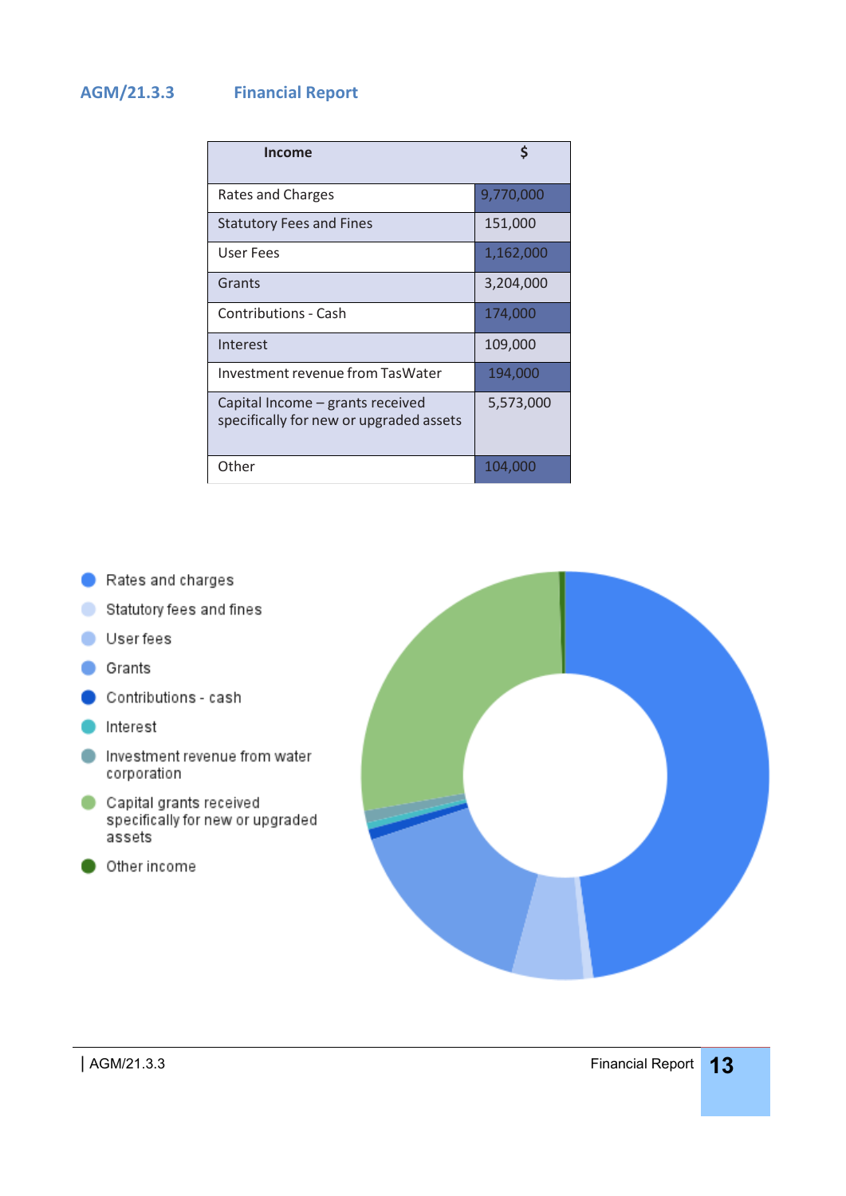## AGM/21.3.3 Financial Report

| Income | $ |
|---|---|
| Rates and Charges | 9,770,000 |
| Statutory Fees and Fines | 151,000 |
| User Fees | 1,162,000 |
| Grants | 3,204,000 |
| Contributions - Cash | 174,000 |
| Interest | 109,000 |
| Investment revenue from TasWater | 194,000 |
| Capital Income – grants received specifically for new or upgraded assets | 5,573,000 |
| Other | 104,000 |

- Rates and charges
- Statutory fees and fines
- User fees
- Grants
- Contributions - cash
- Interest
- Investment revenue from water corporation
- Capital grants received specifically for new or upgraded assets
- Other income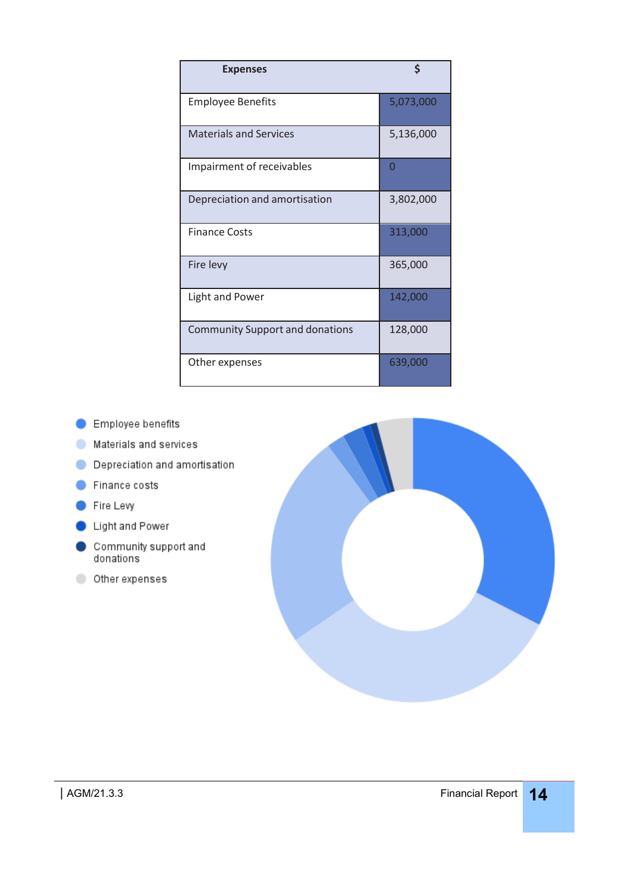| Expenses | $ |
|---|---|
| Employee Benefits | 5,073,000 |
| Materials and Services | 5,136,000 |
| Impairment of receivables | 0 |
| Depreciation and amortisation | 3,802,000 |
| Finance Costs | 313,000 |
| Fire levy | 365,000 |
| Light and Power | 142,000 |
| Community Support and donations | 128,000 |
| Other expenses | 639,000 |

- Employee benefits
- Materials and services
- Depreciation and amortisation
- Finance costs
- Fire Levy
- Light and Power
- Community support and donations
- Other expenses

AGM/21.3.3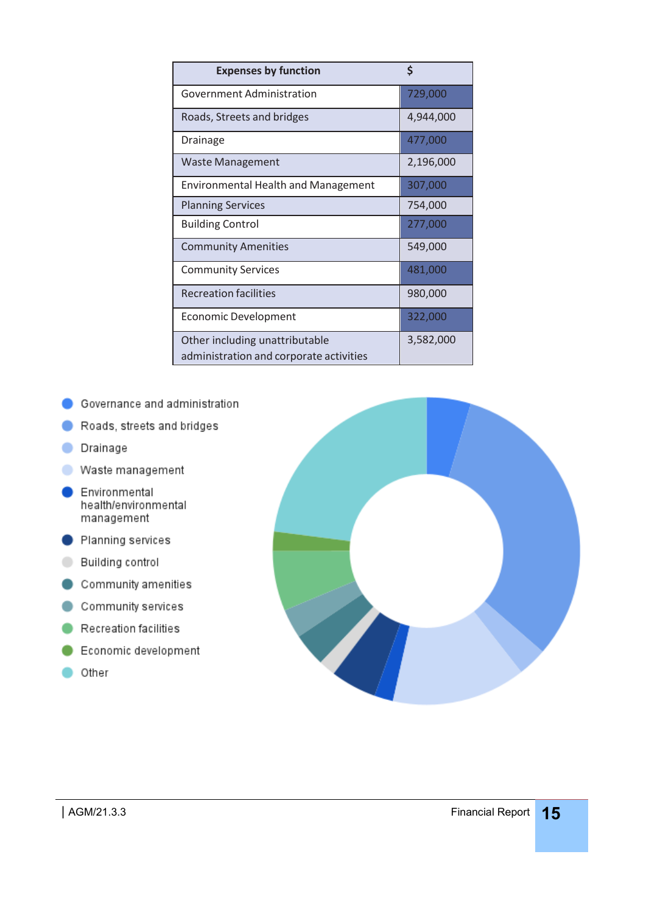| Expenses by function | $ |
|---|---|
| Government Administration | 729,000 |
| Roads, Streets and bridges | 4,944,000 |
| Drainage | 477,000 |
| Waste Management | 2,196,000 |
| Environmental Health and Management | 307,000 |
| Planning Services | 754,000 |
| Building Control | 277,000 |
| Community Amenities | 549,000 |
| Community Services | 481,000 |
| Recreation facilities | 980,000 |
| Economic Development | 322,000 |
| Other including unattributable administration and corporate activities | 3,582,000 |

- Governance and administration
- Roads, streets and bridges
- Drainage
- Waste management
- Environmental health/environmental management
- Planning services
- Building control
- Community amenities
- Community services
- Recreation facilities
- Economic development
- Other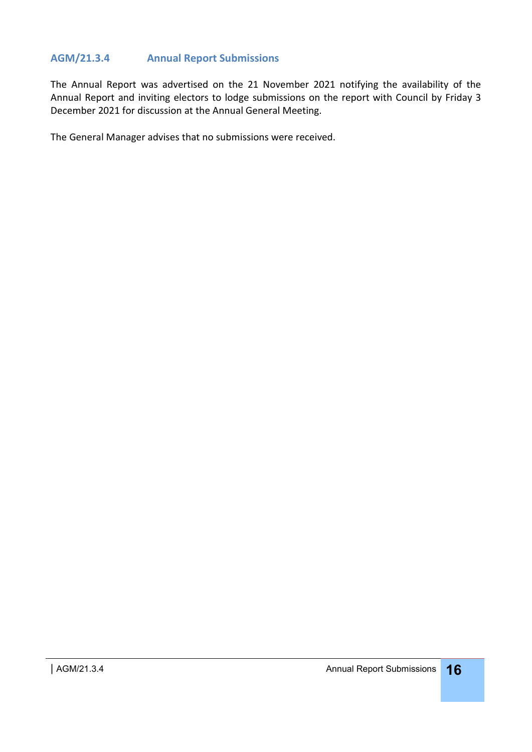### AGM/21.3.4 Annual Report Submissions

The Annual Report was advertised on the 21 November 2021 notifying the availability of the Annual Report and inviting electors to lodge submissions on the report with Council by Friday 3 December 2021 for discussion at the Annual General Meeting.

The General Manager advises that no submissions were received.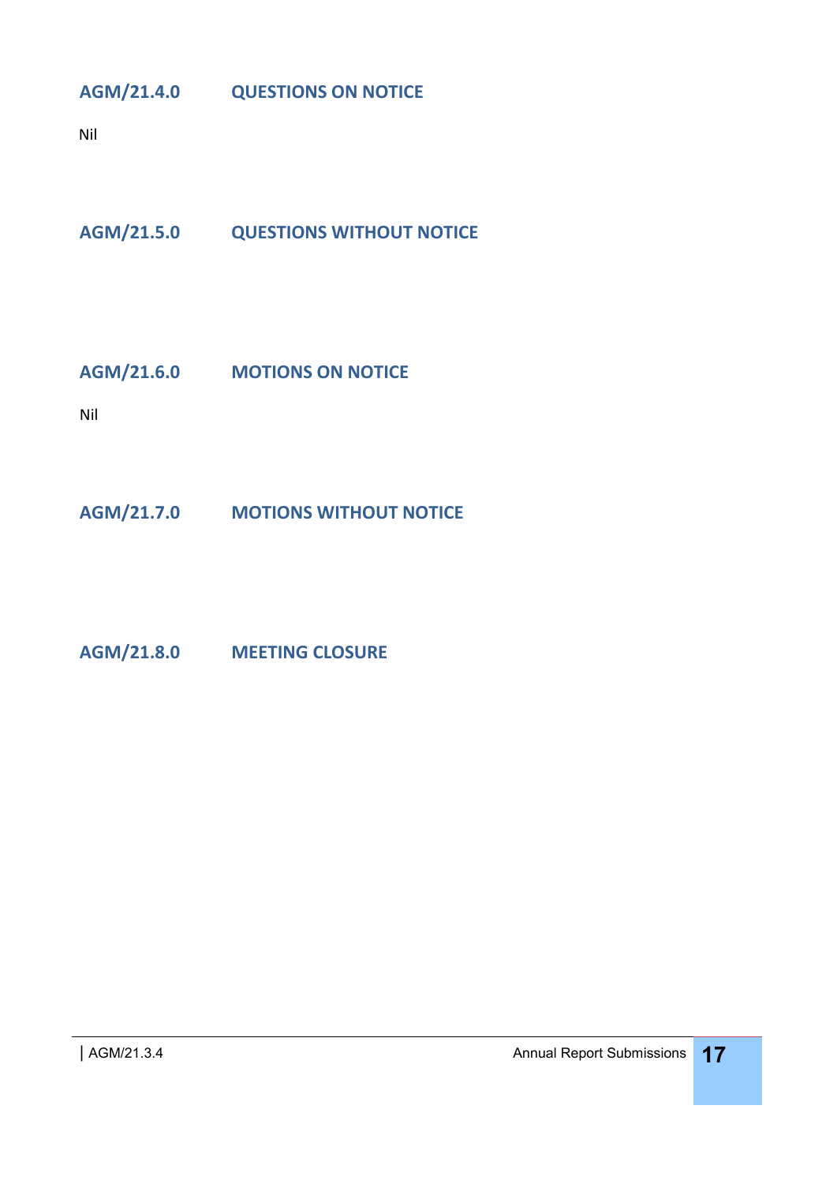## AGM/21.4.0 QUESTIONS ON NOTICE

Nil

## AGM/21.5.0 QUESTIONS WITHOUT NOTICE

## AGM/21.6.0 MOTIONS ON NOTICE

Nil

## AGM/21.7.0 MOTIONS WITHOUT NOTICE

## AGM/21.8.0 MEETING CLOSURE